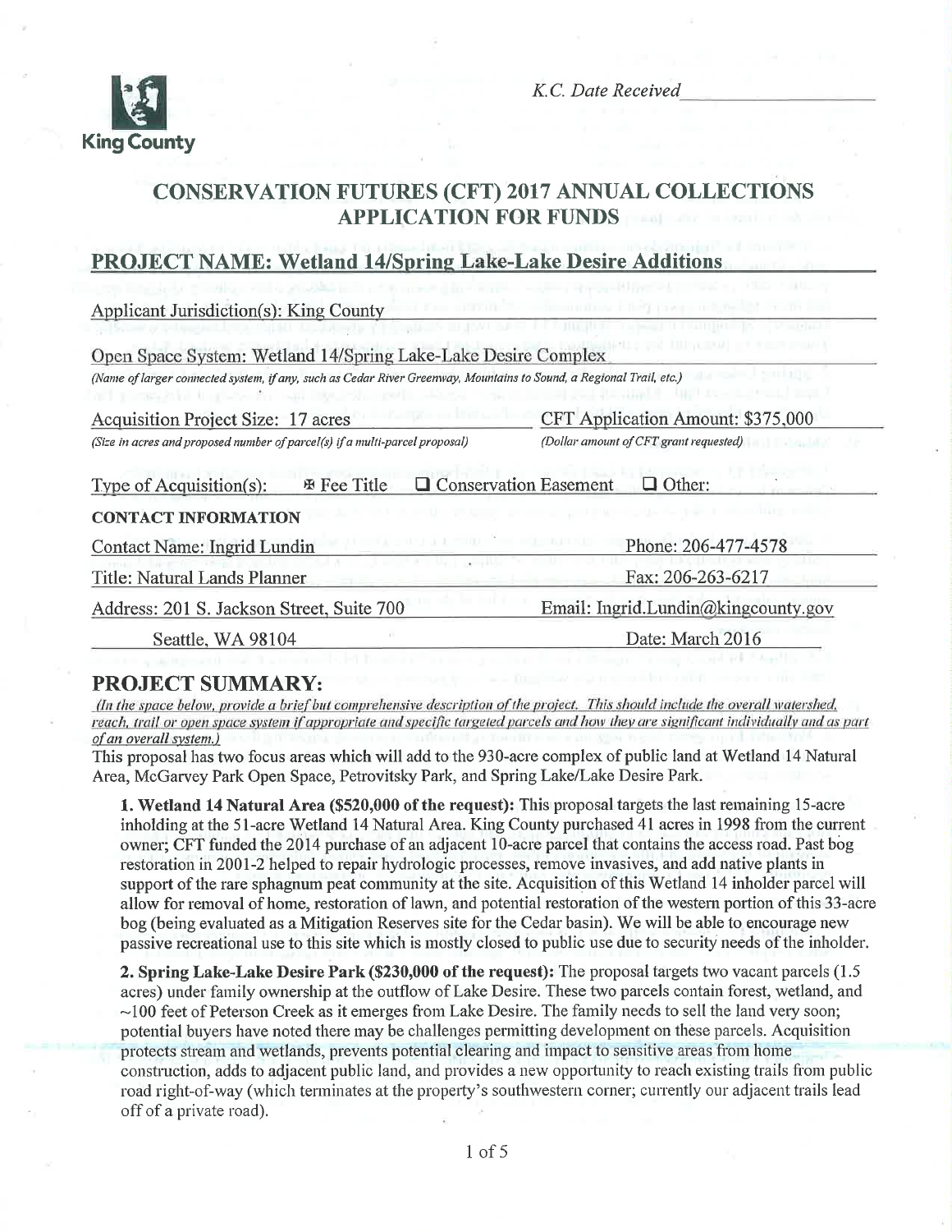*K.C. Date Received*\_\_\_\_\_\_\_\_\_\_\_\_\_\_\_\_

King County

# CONSERVATION FUTURES (CFT) 2017 ANNUAL COLLECTIONS APPLICATION FOR FUNDS

## PROJECT NAME: Wetland 14/Spring Lake-Lake Desire Additions

Applicant Jurisdiction(s): King County

Open Space System: Wetland 14/Spring Lake-Lake Desire Complex

*(Name of larger connected system, if any, such as Cedar River Greenway, Mountains to Sound, a Regional Trail, etc.)*

Acquisition Project Size: 17 acres
*(Size in acres and proposed number of parcel(s) if a multi-parcel proposal)*

CFT Application Amount: $375,000
*(Dollar amount of CFT grant requested)*

Type of Acquisition(s): ☒ Fee Title ☐ Conservation Easement ☐ Other:

**CONTACT INFORMATION**

Contact Name: Ingrid Lundin

Phone: 206-477-4578

Title: Natural Lands Planner

Fax: 206-263-6217

Address: 201 S. Jackson Street, Suite 700
Seattle, WA 98104

Email: Ingrid.Lundin@kingcounty.gov

Date: March 2016

## PROJECT SUMMARY:

*(In the space below, provide a brief but comprehensive description of the project. This should include the overall watershed, reach, trail or open space system if appropriate and specific targeted parcels and how they are significant individually and as part of an overall system.)*

This proposal has two focus areas which will add to the 930-acre complex of public land at Wetland 14 Natural Area, McGarvey Park Open Space, Petrovitsky Park, and Spring Lake/Lake Desire Park.

**1. Wetland 14 Natural Area ($520,000 of the request):** This proposal targets the last remaining 15-acre inholding at the 51-acre Wetland 14 Natural Area. King County purchased 41 acres in 1998 from the current owner; CFT funded the 2014 purchase of an adjacent 10-acre parcel that contains the access road. Past bog restoration in 2001-2 helped to repair hydrologic processes, remove invasives, and add native plants in support of the rare sphagnum peat community at the site. Acquisition of this Wetland 14 inholder parcel will allow for removal of home, restoration of lawn, and potential restoration of the western portion of this 33-acre bog (being evaluated as a Mitigation Reserves site for the Cedar basin). We will be able to encourage new passive recreational use to this site which is mostly closed to public use due to security needs of the inholder.

**2. Spring Lake-Lake Desire Park ($230,000 of the request):** The proposal targets two vacant parcels (1.5 acres) under family ownership at the outflow of Lake Desire. These two parcels contain forest, wetland, and ~100 feet of Peterson Creek as it emerges from Lake Desire. The family needs to sell the land very soon; potential buyers have noted there may be challenges permitting development on these parcels. Acquisition protects stream and wetlands, prevents potential clearing and impact to sensitive areas from home construction, adds to adjacent public land, and provides a new opportunity to reach existing trails from public road right-of-way (which terminates at the property's southwestern corner; currently our adjacent trails lead off of a private road).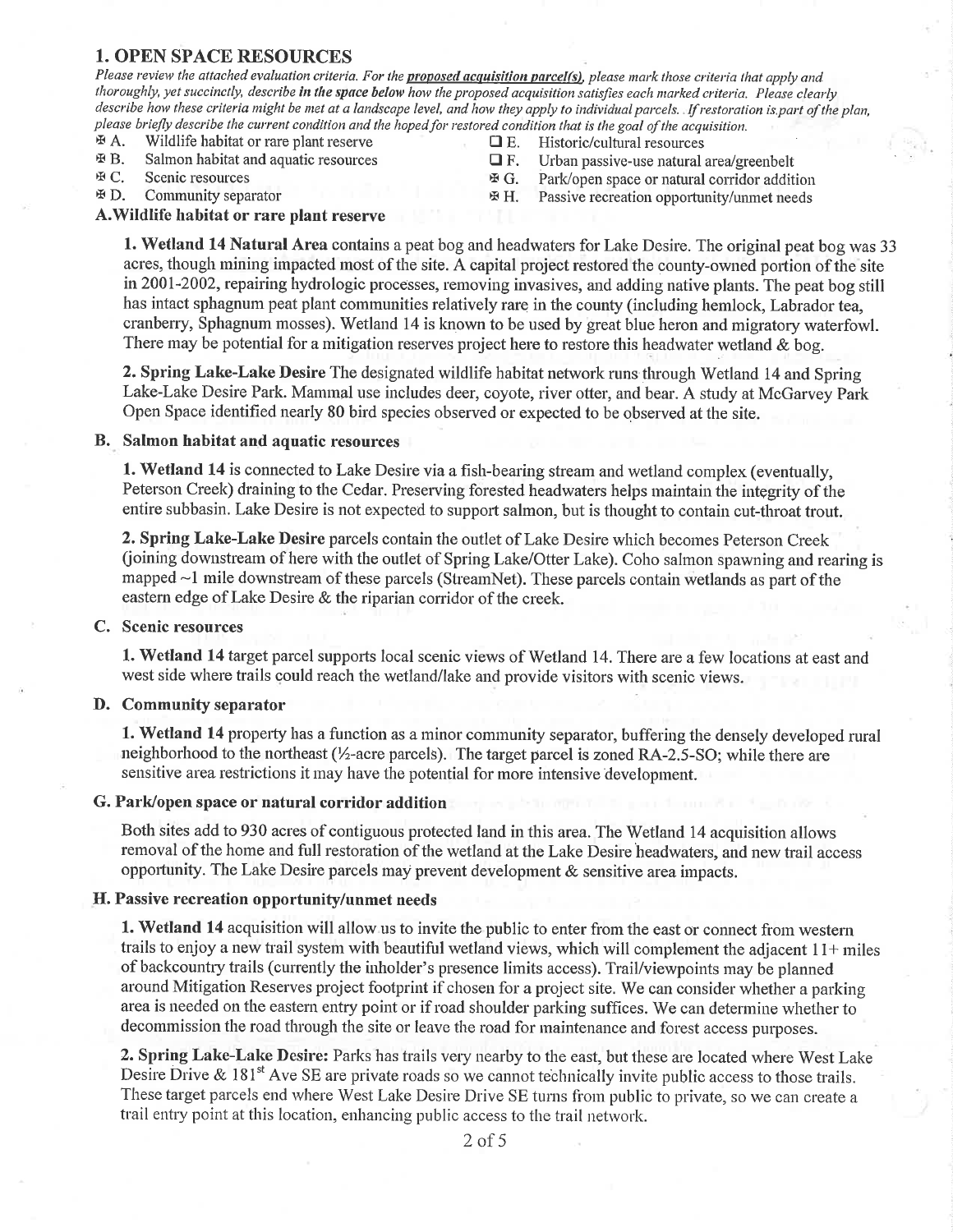## 1. OPEN SPACE RESOURCES

*Please review the attached evaluation criteria. For the **proposed acquisition parcel(s)**, please mark those criteria that apply and thoroughly, yet succinctly, describe **in the space below** how the proposed acquisition satisfies each marked criteria. Please clearly describe how these criteria might be met at a landscape level, and how they apply to individual parcels. If restoration is part of the plan, please briefly describe the current condition and the hoped for restored condition that is the goal of the acquisition.*

- ☒ A. Wildlife habitat or rare plant reserve
- ☒ B. Salmon habitat and aquatic resources
- ☒ C. Scenic resources
- ☒ D. Community separator
- ☐ E. Historic/cultural resources
- ☐ F. Urban passive-use natural area/greenbelt
- ☒ G. Park/open space or natural corridor addition
- ☒ H. Passive recreation opportunity/unmet needs

### A. Wildlife habitat or rare plant reserve

**1. Wetland 14 Natural Area** contains a peat bog and headwaters for Lake Desire. The original peat bog was 33 acres, though mining impacted most of the site. A capital project restored the county-owned portion of the site in 2001-2002, repairing hydrologic processes, removing invasives, and adding native plants. The peat bog still has intact sphagnum peat plant communities relatively rare in the county (including hemlock, Labrador tea, cranberry, Sphagnum mosses). Wetland 14 is known to be used by great blue heron and migratory waterfowl. There may be potential for a mitigation reserves project here to restore this headwater wetland & bog.

**2. Spring Lake-Lake Desire** The designated wildlife habitat network runs through Wetland 14 and Spring Lake-Lake Desire Park. Mammal use includes deer, coyote, river otter, and bear. A study at McGarvey Park Open Space identified nearly 80 bird species observed or expected to be observed at the site.

### B. Salmon habitat and aquatic resources

**1. Wetland 14** is connected to Lake Desire via a fish-bearing stream and wetland complex (eventually, Peterson Creek) draining to the Cedar. Preserving forested headwaters helps maintain the integrity of the entire subbasin. Lake Desire is not expected to support salmon, but is thought to contain cut-throat trout.

**2. Spring Lake-Lake Desire** parcels contain the outlet of Lake Desire which becomes Peterson Creek (joining downstream of here with the outlet of Spring Lake/Otter Lake). Coho salmon spawning and rearing is mapped ~1 mile downstream of these parcels (StreamNet). These parcels contain wetlands as part of the eastern edge of Lake Desire & the riparian corridor of the creek.

### C. Scenic resources

**1. Wetland 14** target parcel supports local scenic views of Wetland 14. There are a few locations at east and west side where trails could reach the wetland/lake and provide visitors with scenic views.

### D. Community separator

**1. Wetland 14** property has a function as a minor community separator, buffering the densely developed rural neighborhood to the northeast (½-acre parcels). The target parcel is zoned RA-2.5-SO; while there are sensitive area restrictions it may have the potential for more intensive development.

### G. Park/open space or natural corridor addition

Both sites add to 930 acres of contiguous protected land in this area. The Wetland 14 acquisition allows removal of the home and full restoration of the wetland at the Lake Desire headwaters, and new trail access opportunity. The Lake Desire parcels may prevent development & sensitive area impacts.

### H. Passive recreation opportunity/unmet needs

**1. Wetland 14** acquisition will allow us to invite the public to enter from the east or connect from western trails to enjoy a new trail system with beautiful wetland views, which will complement the adjacent 11+ miles of backcountry trails (currently the inholder's presence limits access). Trail/viewpoints may be planned around Mitigation Reserves project footprint if chosen for a project site. We can consider whether a parking area is needed on the eastern entry point or if road shoulder parking suffices. We can determine whether to decommission the road through the site or leave the road for maintenance and forest access purposes.

**2. Spring Lake-Lake Desire:** Parks has trails very nearby to the east, but these are located where West Lake Desire Drive & 181st Ave SE are private roads so we cannot technically invite public access to those trails. These target parcels end where West Lake Desire Drive SE turns from public to private, so we can create a trail entry point at this location, enhancing public access to the trail network.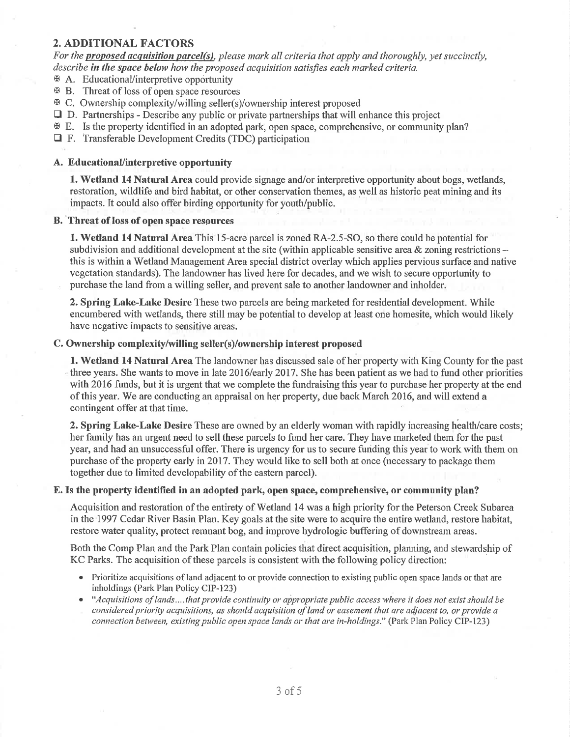## 2. ADDITIONAL FACTORS

*For the **proposed acquisition parcel(s)**, please mark all criteria that apply and thoroughly, yet succinctly, describe **in the space below** how the proposed acquisition satisfies each marked criteria.*

- ☒ A. Educational/interpretive opportunity
- ☒ B. Threat of loss of open space resources
- ☒ C. Ownership complexity/willing seller(s)/ownership interest proposed
- ☐ D. Partnerships - Describe any public or private partnerships that will enhance this project
- ☒ E. Is the property identified in an adopted park, open space, comprehensive, or community plan?
- ☐ F. Transferable Development Credits (TDC) participation

### A. Educational/interpretive opportunity

**1. Wetland 14 Natural Area** could provide signage and/or interpretive opportunity about bogs, wetlands, restoration, wildlife and bird habitat, or other conservation themes, as well as historic peat mining and its impacts. It could also offer birding opportunity for youth/public.

### B. Threat of loss of open space resources

**1. Wetland 14 Natural Area** This 15-acre parcel is zoned RA-2.5-SO, so there could be potential for subdivision and additional development at the site (within applicable sensitive area & zoning restrictions – this is within a Wetland Management Area special district overlay which applies pervious surface and native vegetation standards). The landowner has lived here for decades, and we wish to secure opportunity to purchase the land from a willing seller, and prevent sale to another landowner and inholder.

**2. Spring Lake-Lake Desire** These two parcels are being marketed for residential development. While encumbered with wetlands, there still may be potential to develop at least one homesite, which would likely have negative impacts to sensitive areas.

### C. Ownership complexity/willing seller(s)/ownership interest proposed

**1. Wetland 14 Natural Area** The landowner has discussed sale of her property with King County for the past three years. She wants to move in late 2016/early 2017. She has been patient as we had to fund other priorities with 2016 funds, but it is urgent that we complete the fundraising this year to purchase her property at the end of this year. We are conducting an appraisal on her property, due back March 2016, and will extend a contingent offer at that time.

**2. Spring Lake-Lake Desire** These are owned by an elderly woman with rapidly increasing health/care costs; her family has an urgent need to sell these parcels to fund her care. They have marketed them for the past year, and had an unsuccessful offer. There is urgency for us to secure funding this year to work with them on purchase of the property early in 2017. They would like to sell both at once (necessary to package them together due to limited developability of the eastern parcel).

### E. Is the property identified in an adopted park, open space, comprehensive, or community plan?

Acquisition and restoration of the entirety of Wetland 14 was a high priority for the Peterson Creek Subarea in the 1997 Cedar River Basin Plan. Key goals at the site were to acquire the entire wetland, restore habitat, restore water quality, protect remnant bog, and improve hydrologic buffering of downstream areas.

Both the Comp Plan and the Park Plan contain policies that direct acquisition, planning, and stewardship of KC Parks. The acquisition of these parcels is consistent with the following policy direction:

- Prioritize acquisitions of land adjacent to or provide connection to existing public open space lands or that are inholdings (Park Plan Policy CIP-123)
- "*Acquisitions of lands....that provide continuity or appropriate public access where it does not exist should be considered priority acquisitions, as should acquisition of land or easement that are adjacent to, or provide a connection between, existing public open space lands or that are in-holdings.*" (Park Plan Policy CIP-123)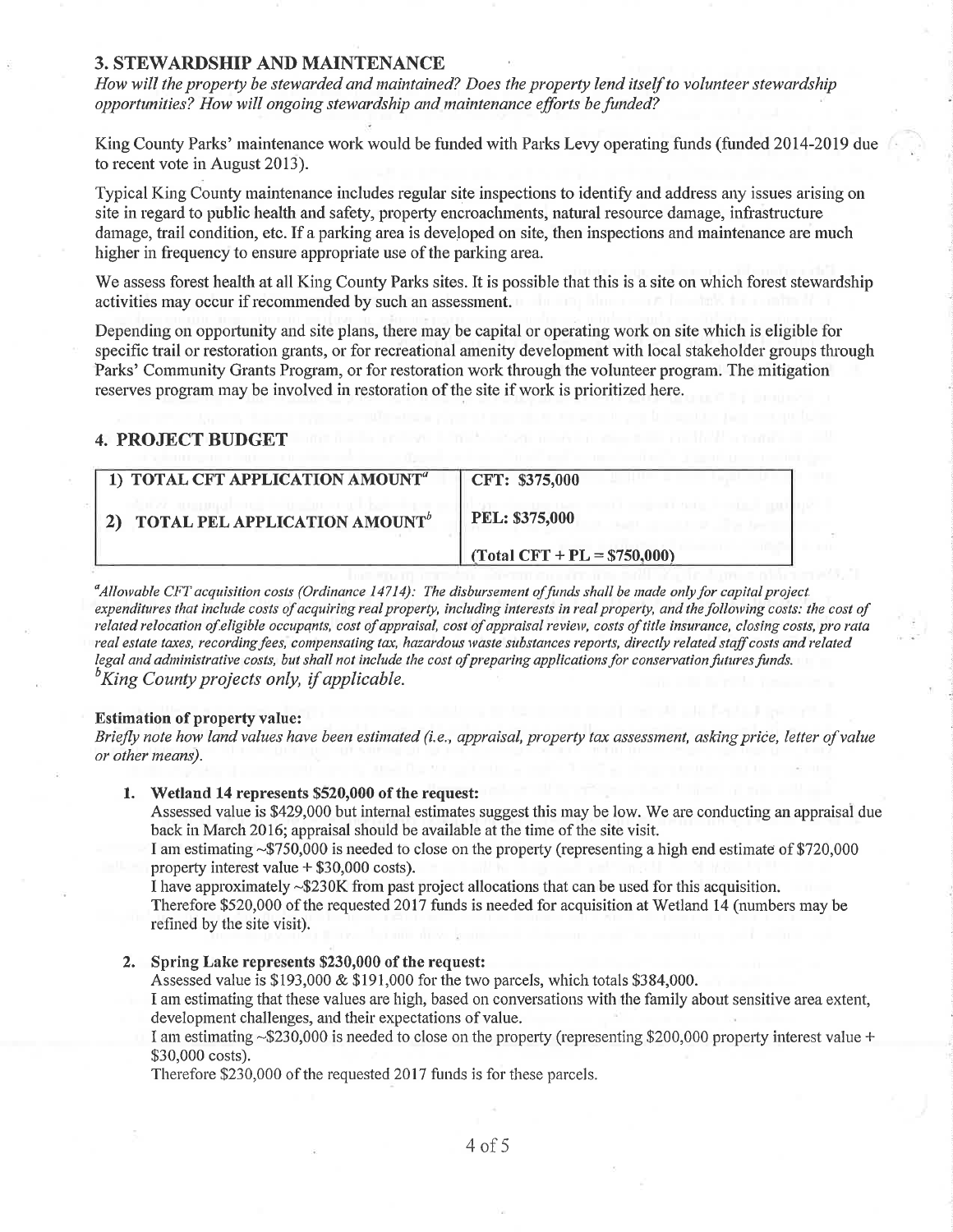## 3. STEWARDSHIP AND MAINTENANCE

*How will the property be stewarded and maintained? Does the property lend itself to volunteer stewardship opportunities? How will ongoing stewardship and maintenance efforts be funded?*

King County Parks' maintenance work would be funded with Parks Levy operating funds (funded 2014-2019 due to recent vote in August 2013).

Typical King County maintenance includes regular site inspections to identify and address any issues arising on site in regard to public health and safety, property encroachments, natural resource damage, infrastructure damage, trail condition, etc. If a parking area is developed on site, then inspections and maintenance are much higher in frequency to ensure appropriate use of the parking area.

We assess forest health at all King County Parks sites. It is possible that this is a site on which forest stewardship activities may occur if recommended by such an assessment.

Depending on opportunity and site plans, there may be capital or operating work on site which is eligible for specific trail or restoration grants, or for recreational amenity development with local stakeholder groups through Parks' Community Grants Program, or for restoration work through the volunteer program. The mitigation reserves program may be involved in restoration of the site if work is prioritized here.

## 4. PROJECT BUDGET

| | |
|---|---|
| **1) TOTAL CFT APPLICATION AMOUNT**[a] | **CFT: $375,000** |
| **2) TOTAL PEL APPLICATION AMOUNT**[b] | **PEL: $375,000** |
| | **(Total CFT + PL = $750,000)** |

[a]*Allowable CFT acquisition costs (Ordinance 14714): The disbursement of funds shall be made only for capital project expenditures that include costs of acquiring real property, including interests in real property, and the following costs: the cost of related relocation of eligible occupants, cost of appraisal, cost of appraisal review, costs of title insurance, closing costs, pro rata real estate taxes, recording fees, compensating tax, hazardous waste substances reports, directly related staff costs and related legal and administrative costs, but shall not include the cost of preparing applications for conservation futures funds.*

[b]*King County projects only, if applicable.*

**Estimation of property value:**

*Briefly note how land values have been estimated (i.e., appraisal, property tax assessment, asking price, letter of value or other means).*

1. **Wetland 14 represents $520,000 of the request:**
   Assessed value is $429,000 but internal estimates suggest this may be low. We are conducting an appraisal due back in March 2016; appraisal should be available at the time of the site visit.
   I am estimating ~$750,000 is needed to close on the property (representing a high end estimate of $720,000 property interest value + $30,000 costs).
   I have approximately ~$230K from past project allocations that can be used for this acquisition.
   Therefore $520,000 of the requested 2017 funds is needed for acquisition at Wetland 14 (numbers may be refined by the site visit).

2. **Spring Lake represents $230,000 of the request:**
   Assessed value is $193,000 & $191,000 for the two parcels, which totals $384,000.
   I am estimating that these values are high, based on conversations with the family about sensitive area extent, development challenges, and their expectations of value.
   I am estimating ~$230,000 is needed to close on the property (representing $200,000 property interest value + $30,000 costs).
   Therefore $230,000 of the requested 2017 funds is for these parcels.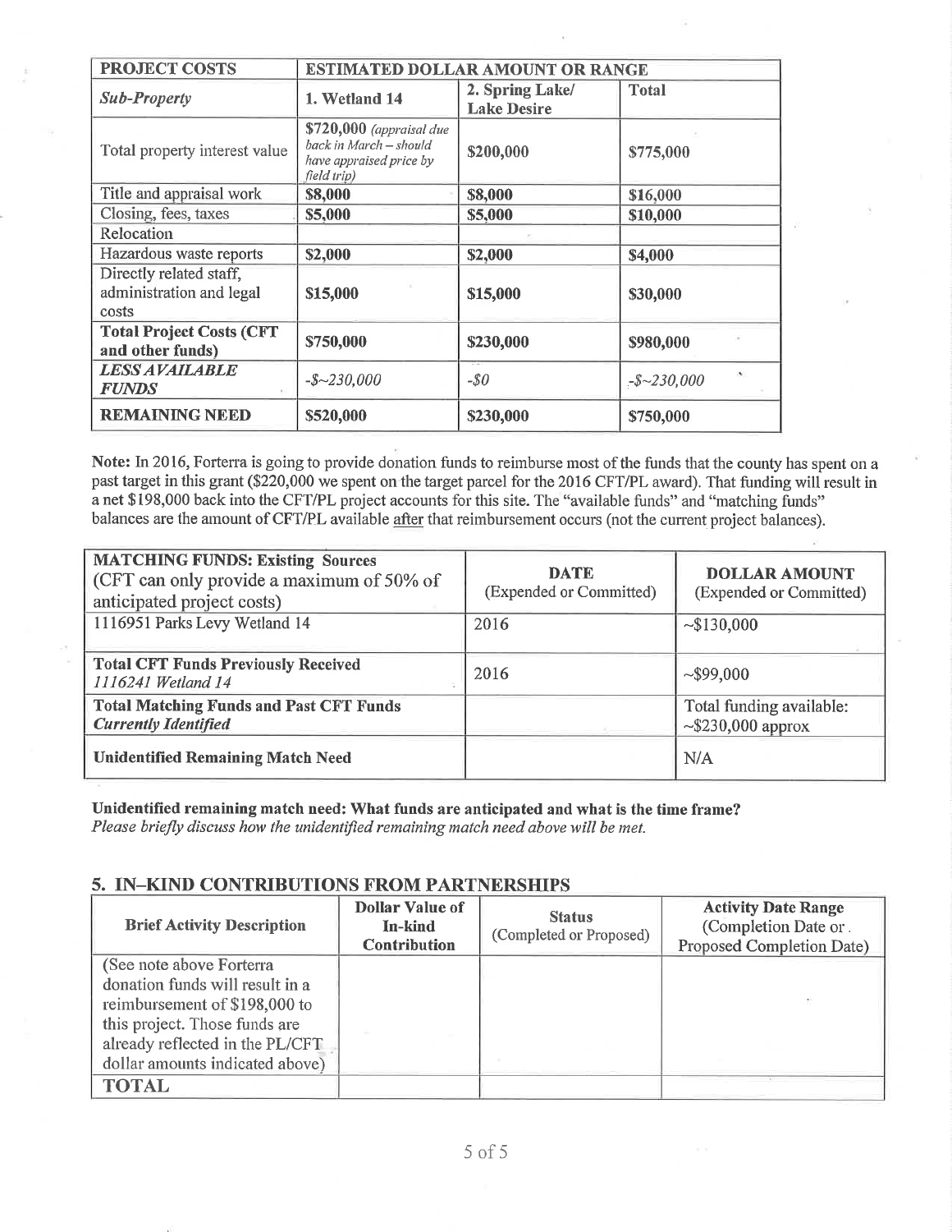| PROJECT COSTS | ESTIMATED DOLLAR AMOUNT OR RANGE | | |
|---|---|---|---|
| *Sub-Property* | 1. Wetland 14 | 2. Spring Lake/ Lake Desire | Total |
| Total property interest value | **$720,000** *(appraisal due back in March – should have appraised price by field trip)* | $200,000 | $775,000 |
| Title and appraisal work | **$8,000** | **$8,000** | **$16,000** |
| Closing, fees, taxes | **$5,000** | **$5,000** | **$10,000** |
| Relocation | | | |
| Hazardous waste reports | **$2,000** | **$2,000** | **$4,000** |
| Directly related staff, administration and legal costs | **$15,000** | **$15,000** | **$30,000** |
| **Total Project Costs (CFT and other funds)** | **$750,000** | **$230,000** | **$980,000** |
| ***LESS AVAILABLE FUNDS*** | *-$~230,000* | *-$0* | *-$~230,000* |
| **REMAINING NEED** | **$520,000** | **$230,000** | **$750,000** |

**Note:** In 2016, Forterra is going to provide donation funds to reimburse most of the funds that the county has spent on a past target in this grant ($220,000 we spent on the target parcel for the 2016 CFT/PL award). That funding will result in a net $198,000 back into the CFT/PL project accounts for this site. The "available funds" and "matching funds" balances are the amount of CFT/PL available after that reimbursement occurs (not the current project balances).

| **MATCHING FUNDS: Existing Sources** (CFT can only provide a maximum of 50% of anticipated project costs) | **DATE** (Expended or Committed) | **DOLLAR AMOUNT** (Expended or Committed) |
|---|---|---|
| 1116951 Parks Levy Wetland 14 | 2016 | ~$130,000 |
| **Total CFT Funds Previously Received** *1116241 Wetland 14* | 2016 | ~$99,000 |
| **Total Matching Funds and Past CFT Funds** ***Currently Identified*** | | Total funding available: ~$230,000 approx |
| **Unidentified Remaining Match Need** | | N/A |

**Unidentified remaining match need: What funds are anticipated and what is the time frame?**
*Please briefly discuss how the unidentified remaining match need above will be met.*

## 5. IN–KIND CONTRIBUTIONS FROM PARTNERSHIPS

| Brief Activity Description | Dollar Value of In-kind Contribution | Status (Completed or Proposed) | Activity Date Range (Completion Date or Proposed Completion Date) |
|---|---|---|---|
| (See note above Forterra donation funds will result in a reimbursement of $198,000 to this project. Those funds are already reflected in the PL/CFT dollar amounts indicated above) | | | |
| **TOTAL** | | | |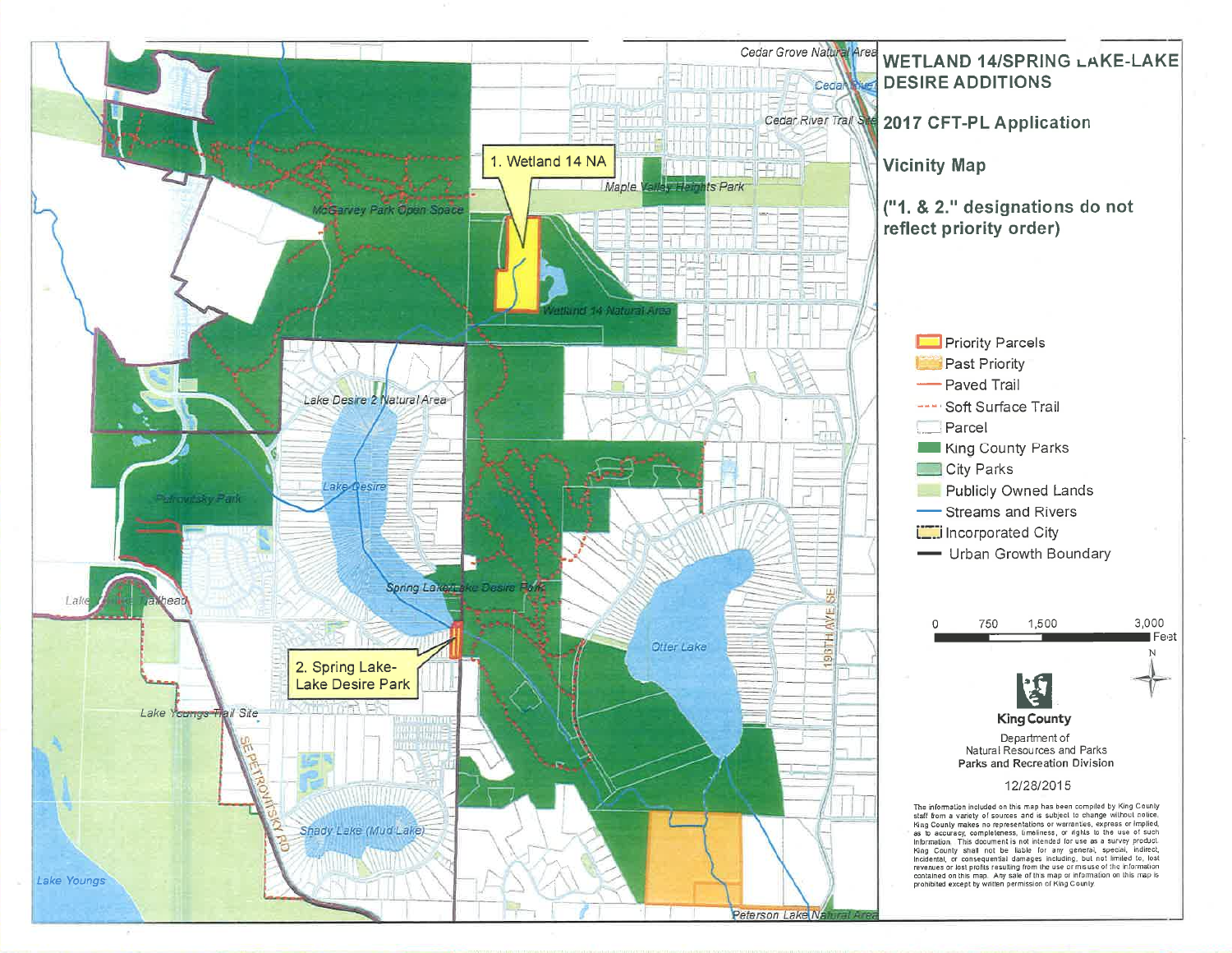# WETLAND 14/SPRING LAKE-LAKE DESIRE ADDITIONS

## 2017 CFT-PL Application

### Vicinity Map

**("1. & 2." designations do not reflect priority order)**

- Priority Parcels
- Past Priority
- Paved Trail
- Soft Surface Trail
- Parcel
- King County Parks
- City Parks
- Publicly Owned Lands
- Streams and Rivers
- Incorporated City
- Urban Growth Boundary

0 750 1,500 3,000 Feet

N

1. Wetland 14 NA

2. Spring Lake-Lake Desire Park

Cedar Grove Natural Area

Cedar River Trail Site

Maple Valley Heights Park

McGarvey Park Open Space

Wetland 14 Natural Area

Lake Desire 2 Natural Area

Lake Desire

Petrovitsky Park

Spring Lake/Lake Desire Park

Otter Lake

196TH AVE SE

Lake Youngs Trail Site

SE PETROVITSKY RD

Shady Lake (Mud Lake)

Lake Youngs

Peterson Lake Natural Area

King County

Department of Natural Resources and Parks

Parks and Recreation Division

12/28/2015

The information included on this map has been compiled by King County staff from a variety of sources and is subject to change without notice. King County makes no representations or warranties, express or implied, as to accuracy, completeness, timeliness, or rights to the use of such information. This document is not intended for use as a survey product. King County shall not be liable for any general, special, indirect, incidental, or consequential damages including, but not limited to, lost revenues or lost profits resulting from the use or misuse of the information contained on this map. Any sale of this map or information on this map is prohibited except by written permission of King County.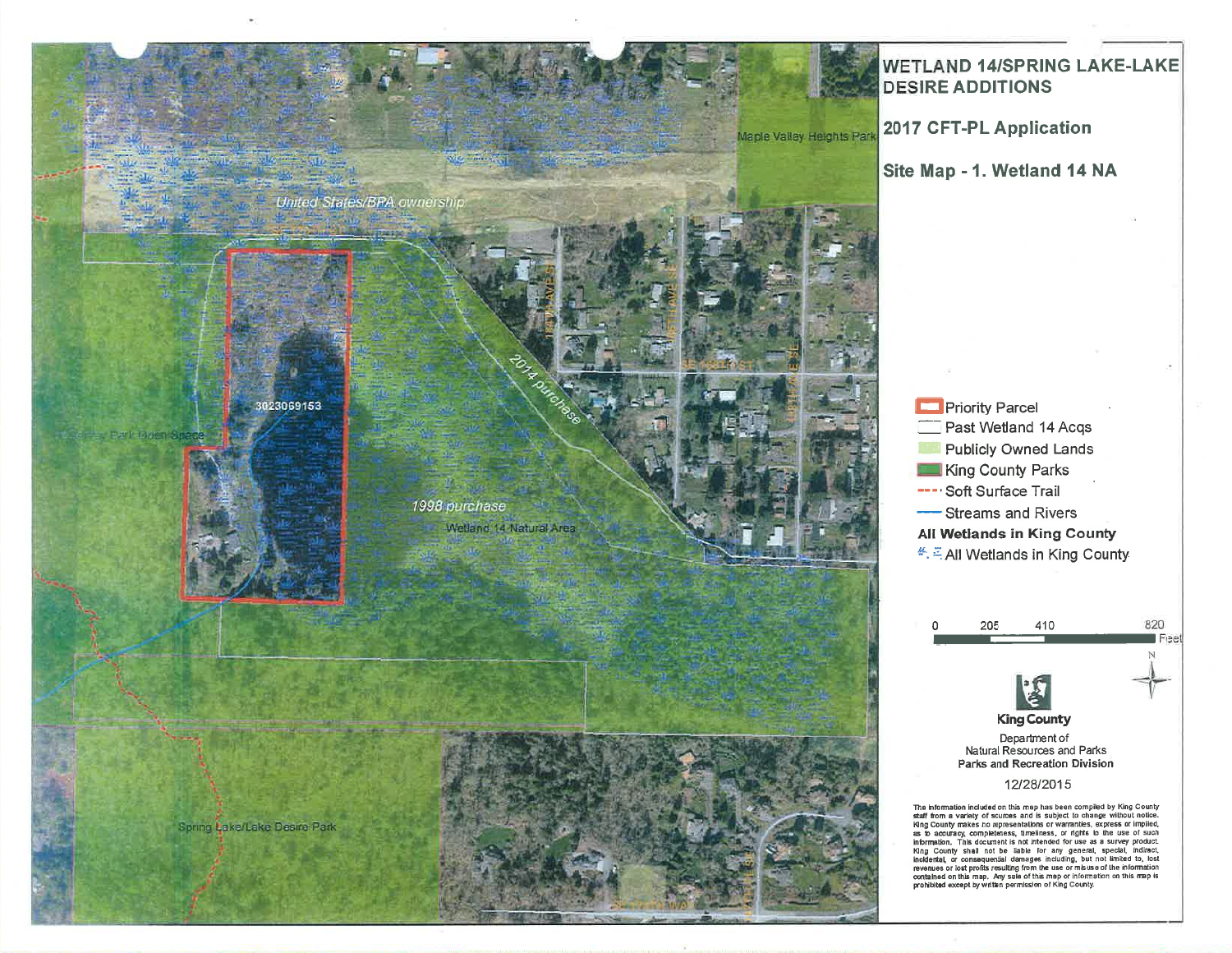# WETLAND 14/SPRING LAKE-LAKE DESIRE ADDITIONS

## 2017 CFT-PL Application

## Site Map - 1. Wetland 14 NA

Maple Valley Heights Park

United States/BPA ownership

3023059153

Cedar Park Open Space

2014 purchase

1998 purchase

Wetland 14 Natural Area

Spring Lake/Lake Desire Park

- Priority Parcel
- Past Wetland 14 Acqs
- Publicly Owned Lands
- King County Parks
- Soft Surface Trail
- Streams and Rivers

**All Wetlands in King County**

- All Wetlands in King County

0 205 410 820 Feet

N

King County

Department of Natural Resources and Parks
Parks and Recreation Division

12/28/2015

The information included on this map has been compiled by King County staff from a variety of sources and is subject to change without notice. King County makes no representations or warranties, express or implied, as to accuracy, completeness, timeliness, or rights to the use of such information. This document is not intended for use as a survey product. King County shall not be liable for any general, special, indirect, incidental, or consequential damages including, but not limited to, lost revenues or lost profits resulting from the use or misuse of the information contained on this map. Any sale of this map or information on this map is prohibited except by written permission of King County.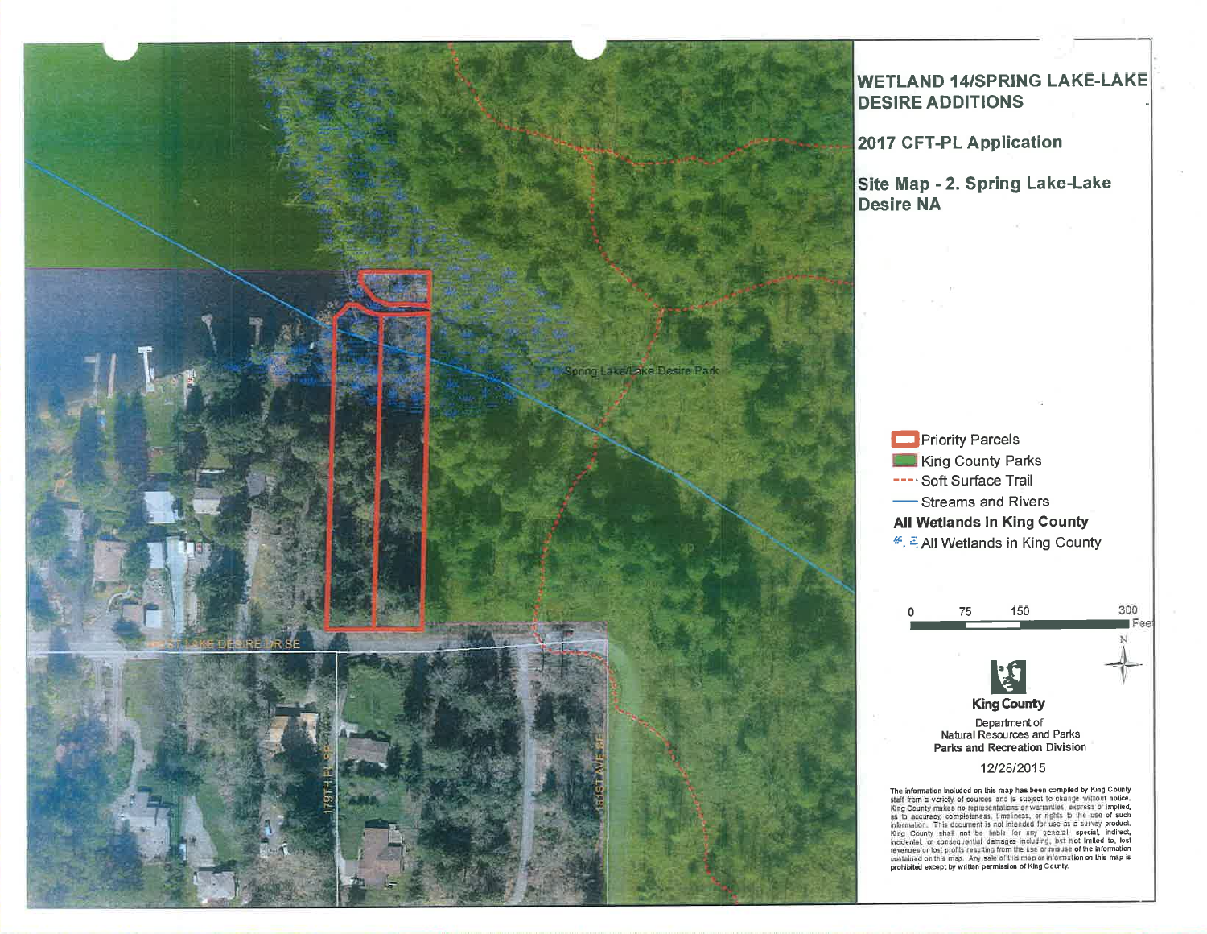# WETLAND 14/SPRING LAKE-LAKE DESIRE ADDITIONS

## 2017 CFT-PL Application

## Site Map - 2. Spring Lake-Lake Desire NA

Spring Lake/Lake Desire Park

WEST LAKE DESIRE DR SE

179TH PL SE

181ST AVE SE

Priority Parcels

King County Parks

Soft Surface Trail

Streams and Rivers

**All Wetlands in King County**

All Wetlands in King County

0 75 150 300 Feet

N

King County

Department of Natural Resources and Parks

Parks and Recreation Division

12/28/2015

**The information included on this map has been compiled by King County staff from a variety of sources and is subject to change without notice. King County makes no representations or warranties, express or implied, as to accuracy, completeness, timeliness, or rights to the use of such information. This document is not intended for use as a survey product. King County shall not be liable for any general, special, indirect, incidental, or consequential damages including, but not limited to, lost revenues or lost profits resulting from the use or misuse of the information contained on this map. Any sale of this map or information on this map is prohibited except by written permission of King County.**